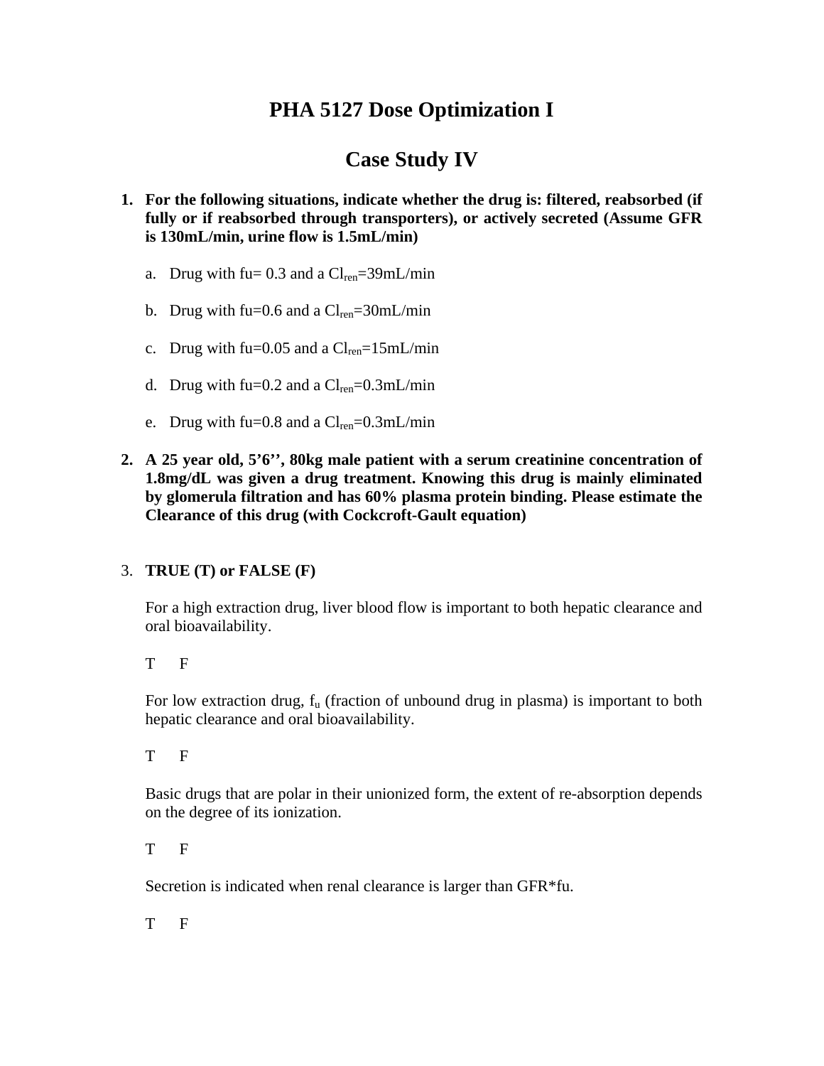# PHA 5127 Dose Optimization I

# Case Study IV

1. **For the following situations, indicate whether the drug is: filtered, reabsorbed (if fully or if reabsorbed through transporters), or actively secreted (Assume GFR is 130mL/min, urine flow is 1.5mL/min)**

   a. Drug with fu= 0.3 and a $Cl_{ren}$=39mL/min

   b. Drug with fu=0.6 and a $Cl_{ren}$=30mL/min

   c. Drug with fu=0.05 and a $Cl_{ren}$=15mL/min

   d. Drug with fu=0.2 and a $Cl_{ren}$=0.3mL/min

   e. Drug with fu=0.8 and a $Cl_{ren}$=0.3mL/min

2. **A 25 year old, 5'6'', 80kg male patient with a serum creatinine concentration of 1.8mg/dL was given a drug treatment. Knowing this drug is mainly eliminated by glomerula filtration and has 60% plasma protein binding. Please estimate the Clearance of this drug (with Cockcroft-Gault equation)**

3. **TRUE (T) or FALSE (F)**

   For a high extraction drug, liver blood flow is important to both hepatic clearance and oral bioavailability.

   T F

   For low extraction drug, $f_u$ (fraction of unbound drug in plasma) is important to both hepatic clearance and oral bioavailability.

   T F

   Basic drugs that are polar in their unionized form, the extent of re-absorption depends on the degree of its ionization.

   T F

   Secretion is indicated when renal clearance is larger than GFR*fu.

   T F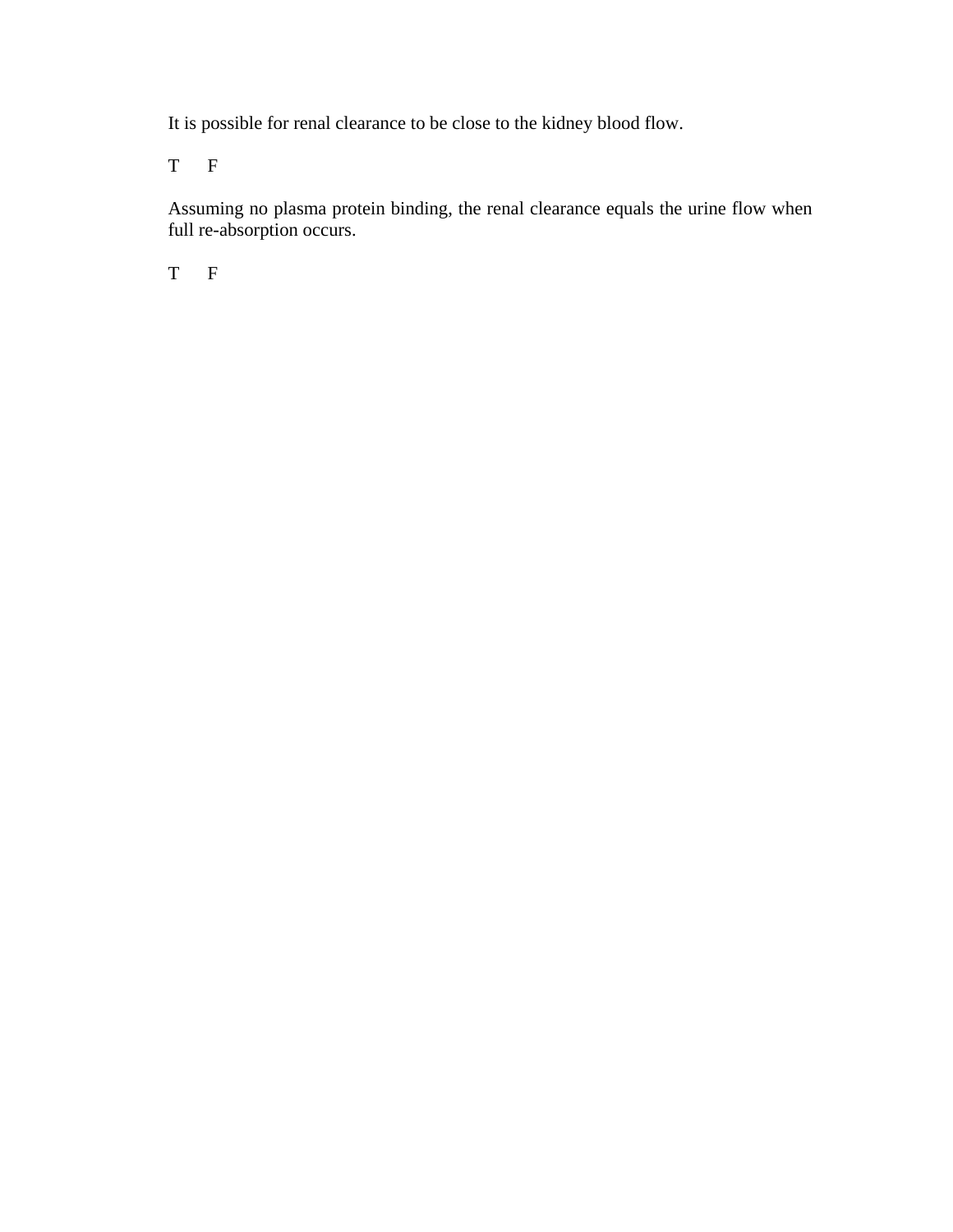It is possible for renal clearance to be close to the kidney blood flow.

T F

Assuming no plasma protein binding, the renal clearance equals the urine flow when full re-absorption occurs.

T F